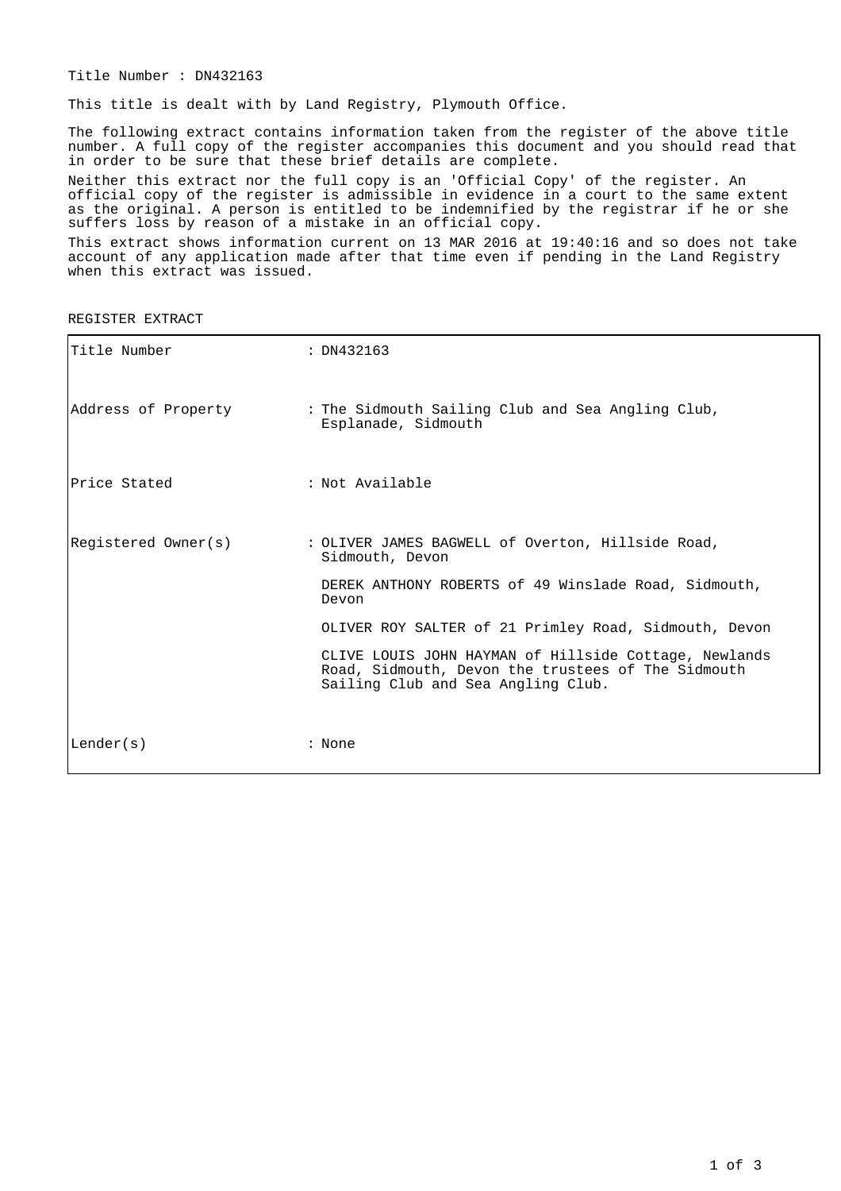Title Number : DN432163

This title is dealt with by Land Registry, Plymouth Office.

The following extract contains information taken from the register of the above title number. A full copy of the register accompanies this document and you should read that in order to be sure that these brief details are complete.

Neither this extract nor the full copy is an 'Official Copy' of the register. An official copy of the register is admissible in evidence in a court to the same extent as the original. A person is entitled to be indemnified by the registrar if he or she suffers loss by reason of a mistake in an official copy.

This extract shows information current on 13 MAR 2016 at 19:40:16 and so does not take account of any application made after that time even if pending in the Land Registry when this extract was issued.

REGISTER EXTRACT

| | |
|---|---|
| Title Number | : DN432163 |
| Address of Property | : The Sidmouth Sailing Club and Sea Angling Club, Esplanade, Sidmouth |
| Price Stated | : Not Available |
| Registered Owner(s) | : OLIVER JAMES BAGWELL of Overton, Hillside Road, Sidmouth, Devon<br><br>DEREK ANTHONY ROBERTS of 49 Winslade Road, Sidmouth, Devon<br><br>OLIVER ROY SALTER of 21 Primley Road, Sidmouth, Devon<br><br>CLIVE LOUIS JOHN HAYMAN of Hillside Cottage, Newlands Road, Sidmouth, Devon the trustees of The Sidmouth Sailing Club and Sea Angling Club. |
| Lender(s) | : None |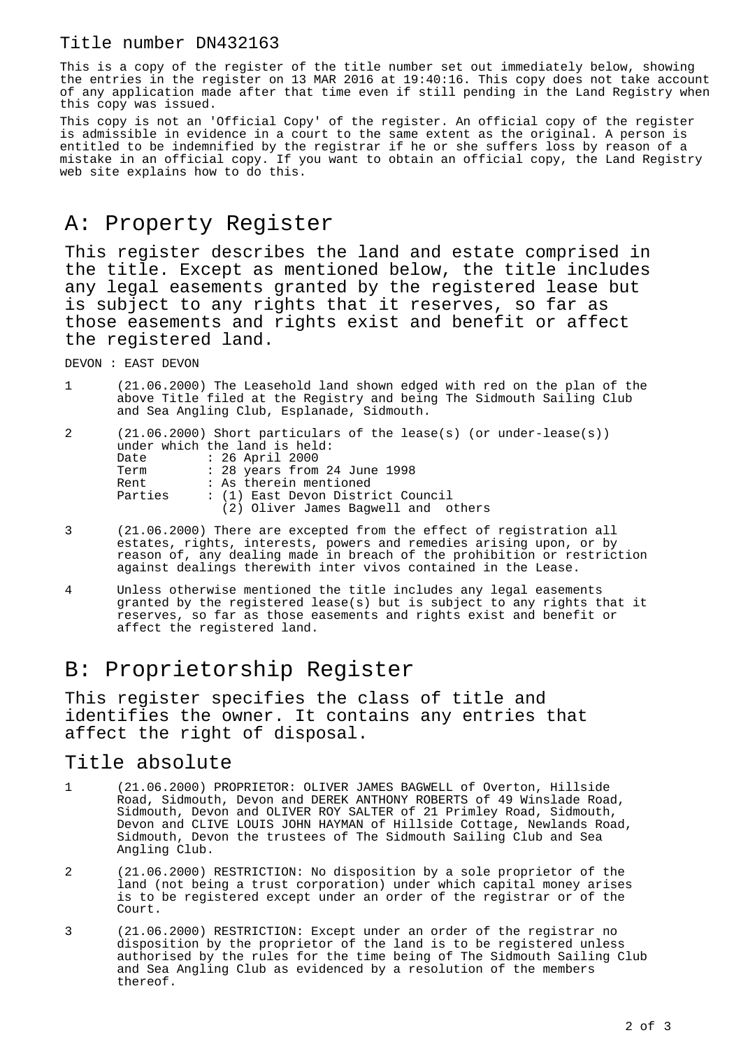## Title number DN432163

This is a copy of the register of the title number set out immediately below, showing the entries in the register on 13 MAR 2016 at 19:40:16. This copy does not take account of any application made after that time even if still pending in the Land Registry when this copy was issued.

This copy is not an 'Official Copy' of the register. An official copy of the register is admissible in evidence in a court to the same extent as the original. A person is entitled to be indemnified by the registrar if he or she suffers loss by reason of a mistake in an official copy. If you want to obtain an official copy, the Land Registry web site explains how to do this.

# A: Property Register

This register describes the land and estate comprised in the title. Except as mentioned below, the title includes any legal easements granted by the registered lease but is subject to any rights that it reserves, so far as those easements and rights exist and benefit or affect the registered land.

DEVON : EAST DEVON

1 (21.06.2000) The Leasehold land shown edged with red on the plan of the above Title filed at the Registry and being The Sidmouth Sailing Club and Sea Angling Club, Esplanade, Sidmouth.

2 (21.06.2000) Short particulars of the lease(s) (or under-lease(s)) under which the land is held:

| | |
|---|---|
| Date | : 26 April 2000 |
| Term | : 28 years from 24 June 1998 |
| Rent | : As therein mentioned |
| Parties | : (1) East Devon District Council |
| | (2) Oliver James Bagwell and others |

3 (21.06.2000) There are excepted from the effect of registration all estates, rights, interests, powers and remedies arising upon, or by reason of, any dealing made in breach of the prohibition or restriction against dealings therewith inter vivos contained in the Lease.

4 Unless otherwise mentioned the title includes any legal easements granted by the registered lease(s) but is subject to any rights that it reserves, so far as those easements and rights exist and benefit or affect the registered land.

# B: Proprietorship Register

This register specifies the class of title and identifies the owner. It contains any entries that affect the right of disposal.

## Title absolute

1 (21.06.2000) PROPRIETOR: OLIVER JAMES BAGWELL of Overton, Hillside Road, Sidmouth, Devon and DEREK ANTHONY ROBERTS of 49 Winslade Road, Sidmouth, Devon and OLIVER ROY SALTER of 21 Primley Road, Sidmouth, Devon and CLIVE LOUIS JOHN HAYMAN of Hillside Cottage, Newlands Road, Sidmouth, Devon the trustees of The Sidmouth Sailing Club and Sea Angling Club.

2 (21.06.2000) RESTRICTION: No disposition by a sole proprietor of the land (not being a trust corporation) under which capital money arises is to be registered except under an order of the registrar or of the Court.

3 (21.06.2000) RESTRICTION: Except under an order of the registrar no disposition by the proprietor of the land is to be registered unless authorised by the rules for the time being of The Sidmouth Sailing Club and Sea Angling Club as evidenced by a resolution of the members thereof.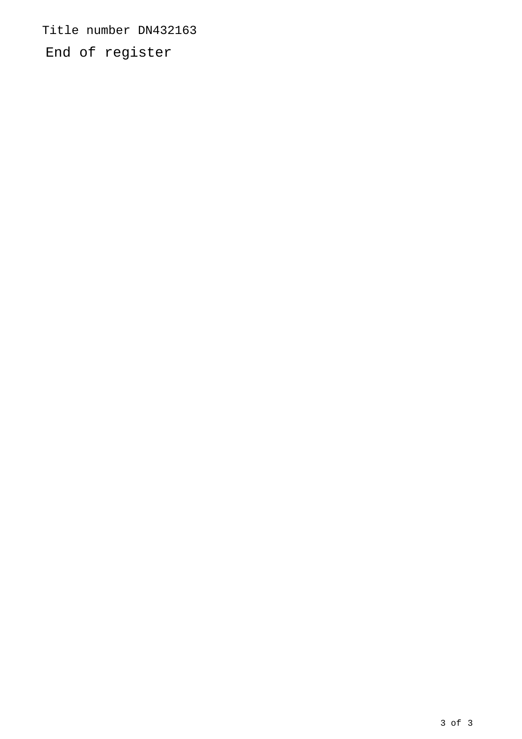Title number DN432163

End of register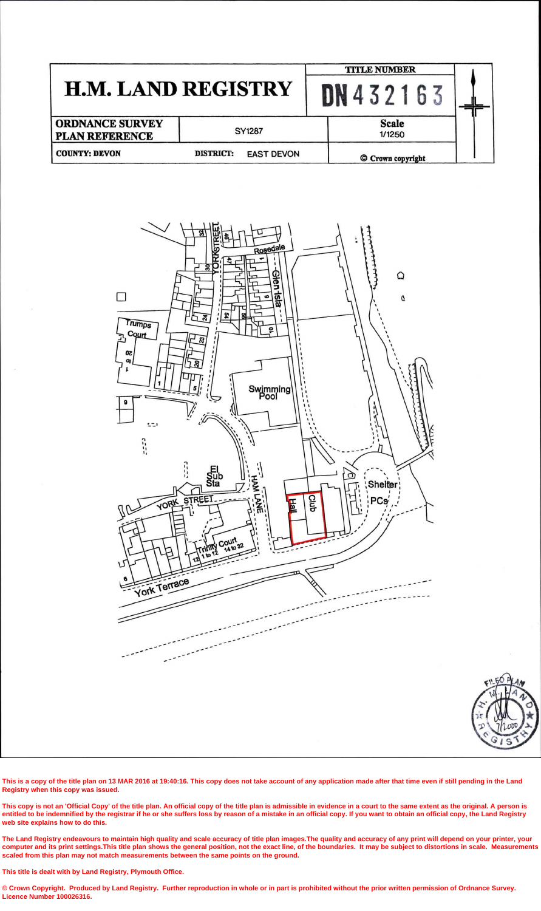| H.M. LAND REGISTRY | TITLE NUMBER DN432163 |
|---|---|
| ORDNANCE SURVEY PLAN REFERENCE SY1287 | Scale 1/1250 |
| COUNTY: DEVON DISTRICT: EAST DEVON | © Crown copyright |

Rosedale

Glen Isla

YORK STREET

Trumps Court

Swimming Pool

El Sub Sta

HAM LANE

YORK STREET

Hall

Club

Shelter

PCs

Trinity Court 1 to 12 14 to 32

York Terrace

FILED PLAN H.M. LAND REGISTRY 7/2000

This is a copy of the title plan on 13 MAR 2016 at 19:40:16. This copy does not take account of any application made after that time even if still pending in the Land Registry when this copy was issued.

This copy is not an 'Official Copy' of the title plan. An official copy of the title plan is admissible in evidence in a court to the same extent as the original. A person is entitled to be indemnified by the registrar if he or she suffers loss by reason of a mistake in an official copy. If you want to obtain an official copy, the Land Registry web site explains how to do this.

The Land Registry endeavours to maintain high quality and scale accuracy of title plan images.The quality and accuracy of any print will depend on your printer, your computer and its print settings.This title plan shows the general position, not the exact line, of the boundaries. It may be subject to distortions in scale. Measurements scaled from this plan may not match measurements between the same points on the ground.

This title is dealt with by Land Registry, Plymouth Office.

© Crown Copyright. Produced by Land Registry. Further reproduction in whole or in part is prohibited without the prior written permission of Ordnance Survey. Licence Number 100026316.